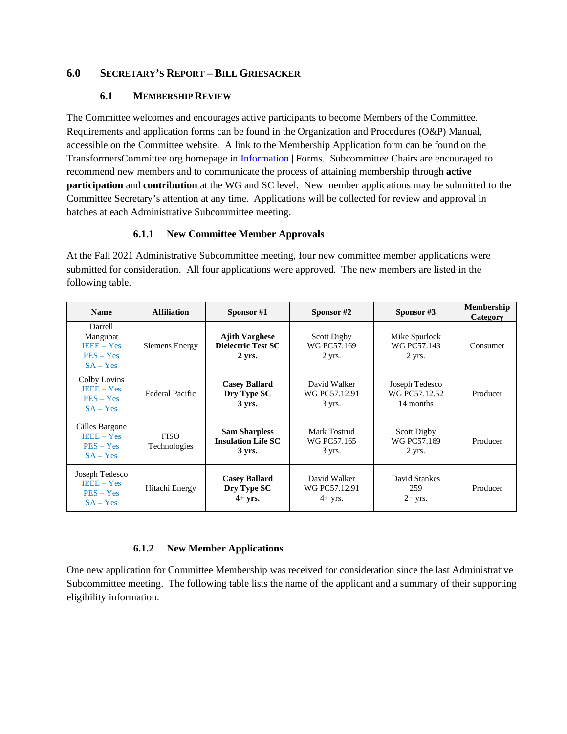## 6.0 Secretary's Report – Bill Griesacker

### 6.1 Membership Review

The Committee welcomes and encourages active participants to become Members of the Committee. Requirements and application forms can be found in the Organization and Procedures (O&P) Manual, accessible on the Committee website. A link to the Membership Application form can be found on the TransformersCommittee.org homepage in Information | Forms. Subcommittee Chairs are encouraged to recommend new members and to communicate the process of attaining membership through **active participation** and **contribution** at the WG and SC level. New member applications may be submitted to the Committee Secretary's attention at any time. Applications will be collected for review and approval in batches at each Administrative Subcommittee meeting.

#### 6.1.1 New Committee Member Approvals

At the Fall 2021 Administrative Subcommittee meeting, four new committee member applications were submitted for consideration. All four applications were approved. The new members are listed in the following table.

| Name | Affiliation | Sponsor #1 | Sponsor #2 | Sponsor #3 | Membership Category |
|---|---|---|---|---|---|
| Darrell Mangubat<br>IEEE – Yes<br>PES – Yes<br>SA – Yes | Siemens Energy | **Ajith Varghese<br>Dielectric Test SC<br>2 yrs.** | Scott Digby<br>WG PC57.169<br>2 yrs. | Mike Spurlock<br>WG PC57.143<br>2 yrs. | Consumer |
| Colby Lovins<br>IEEE – Yes<br>PES – Yes<br>SA – Yes | Federal Pacific | **Casey Ballard<br>Dry Type SC<br>3 yrs.** | David Walker<br>WG PC57.12.91<br>3 yrs. | Joseph Tedesco<br>WG PC57.12.52<br>14 months | Producer |
| Gilles Bargone<br>IEEE – Yes<br>PES – Yes<br>SA – Yes | FISO Technologies | **Sam Sharpless<br>Insulation Life SC<br>3 yrs.** | Mark Tostrud<br>WG PC57.165<br>3 yrs. | Scott Digby<br>WG PC57.169<br>2 yrs. | Producer |
| Joseph Tedesco<br>IEEE – Yes<br>PES – Yes<br>SA – Yes | Hitachi Energy | **Casey Ballard<br>Dry Type SC<br>4+ yrs.** | David Walker<br>WG PC57.12.91<br>4+ yrs. | David Stankes<br>259<br>2+ yrs. | Producer |

#### 6.1.2 New Member Applications

One new application for Committee Membership was received for consideration since the last Administrative Subcommittee meeting. The following table lists the name of the applicant and a summary of their supporting eligibility information.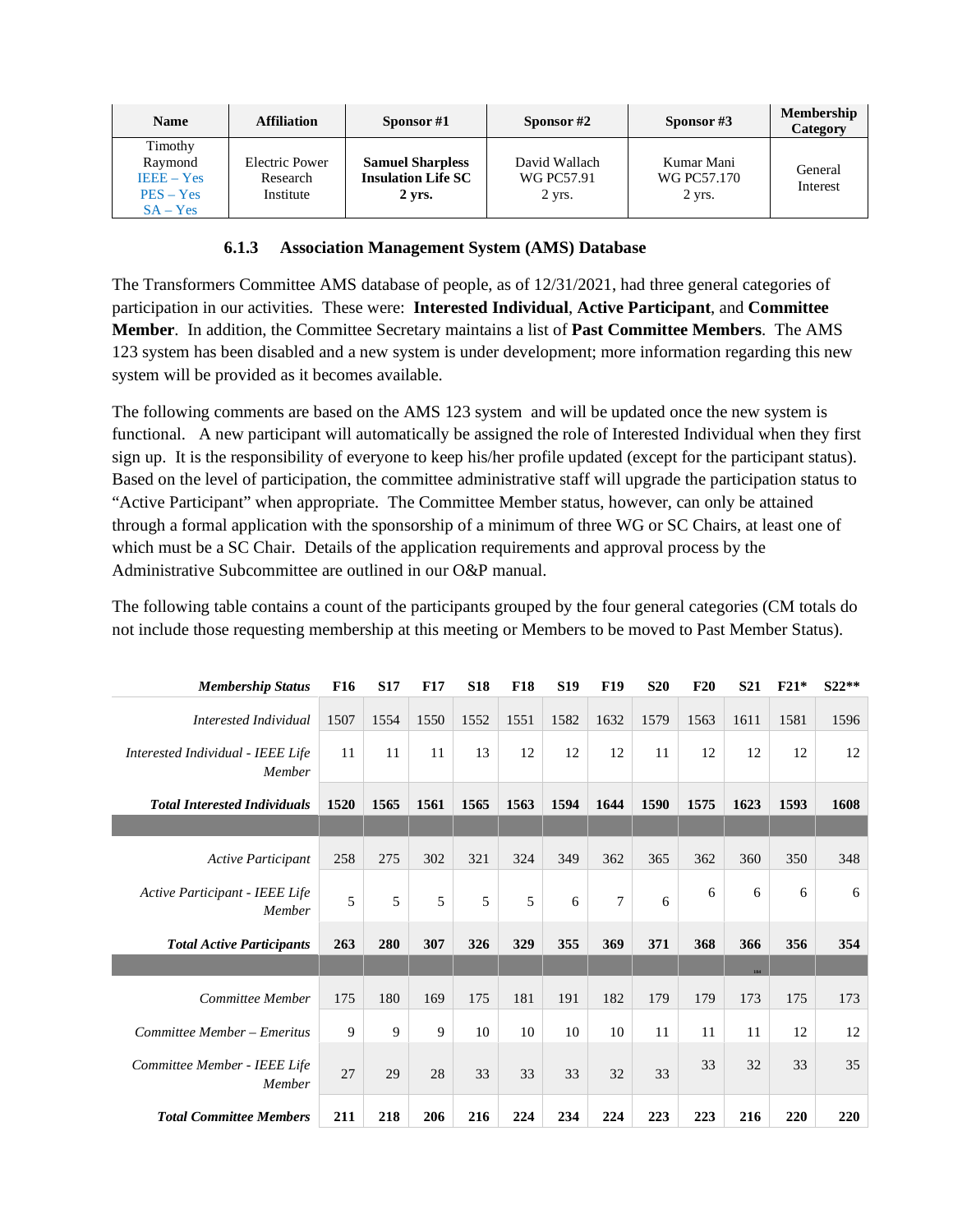| Name | Affiliation | Sponsor #1 | Sponsor #2 | Sponsor #3 | Membership Category |
|---|---|---|---|---|---|
| Timothy Raymond IEEE – Yes PES – Yes SA – Yes | Electric Power Research Institute | **Samuel Sharpless Insulation Life SC 2 yrs.** | David Wallach WG PC57.91 2 yrs. | Kumar Mani WG PC57.170 2 yrs. | General Interest |

#### 6.1.3 Association Management System (AMS) Database

The Transformers Committee AMS database of people, as of 12/31/2021, had three general categories of participation in our activities. These were: **Interested Individual**, **Active Participant**, and **Committee Member**. In addition, the Committee Secretary maintains a list of **Past Committee Members**. The AMS 123 system has been disabled and a new system is under development; more information regarding this new system will be provided as it becomes available.

The following comments are based on the AMS 123 system and will be updated once the new system is functional. A new participant will automatically be assigned the role of Interested Individual when they first sign up. It is the responsibility of everyone to keep his/her profile updated (except for the participant status). Based on the level of participation, the committee administrative staff will upgrade the participation status to "Active Participant" when appropriate. The Committee Member status, however, can only be attained through a formal application with the sponsorship of a minimum of three WG or SC Chairs, at least one of which must be a SC Chair. Details of the application requirements and approval process by the Administrative Subcommittee are outlined in our O&P manual.

The following table contains a count of the participants grouped by the four general categories (CM totals do not include those requesting membership at this meeting or Members to be moved to Past Member Status).

| *Membership Status* | F16 | S17 | F17 | S18 | F18 | S19 | F19 | S20 | F20 | S21 | F21* | S22** |
|---|---|---|---|---|---|---|---|---|---|---|---|---|
| *Interested Individual* | 1507 | 1554 | 1550 | 1552 | 1551 | 1582 | 1632 | 1579 | 1563 | 1611 | 1581 | 1596 |
| *Interested Individual - IEEE Life Member* | 11 | 11 | 11 | 13 | 12 | 12 | 12 | 11 | 12 | 12 | 12 | 12 |
| ***Total Interested Individuals*** | **1520** | **1565** | **1561** | **1565** | **1563** | **1594** | **1644** | **1590** | **1575** | **1623** | **1593** | **1608** |
| | | | | | | | | | | | | |
| *Active Participant* | 258 | 275 | 302 | 321 | 324 | 349 | 362 | 365 | 362 | 360 | 350 | 348 |
| *Active Participant - IEEE Life Member* | 5 | 5 | 5 | 5 | 5 | 6 | 7 | 6 | 6 | 6 | 6 | 6 |
| ***Total Active Participants*** | **263** | **280** | **307** | **326** | **329** | **355** | **369** | **371** | **368** | **366** | **356** | **354** |
| | | | | | | | | | | | | |
| *Committee Member* | 175 | 180 | 169 | 175 | 181 | 191 | 182 | 179 | 179 | 173 | 175 | 173 |
| *Committee Member – Emeritus* | 9 | 9 | 9 | 10 | 10 | 10 | 10 | 11 | 11 | 11 | 12 | 12 |
| *Committee Member - IEEE Life Member* | 27 | 29 | 28 | 33 | 33 | 33 | 32 | 33 | 33 | 32 | 33 | 35 |
| ***Total Committee Members*** | **211** | **218** | **206** | **216** | **224** | **234** | **224** | **223** | **223** | **216** | **220** | **220** |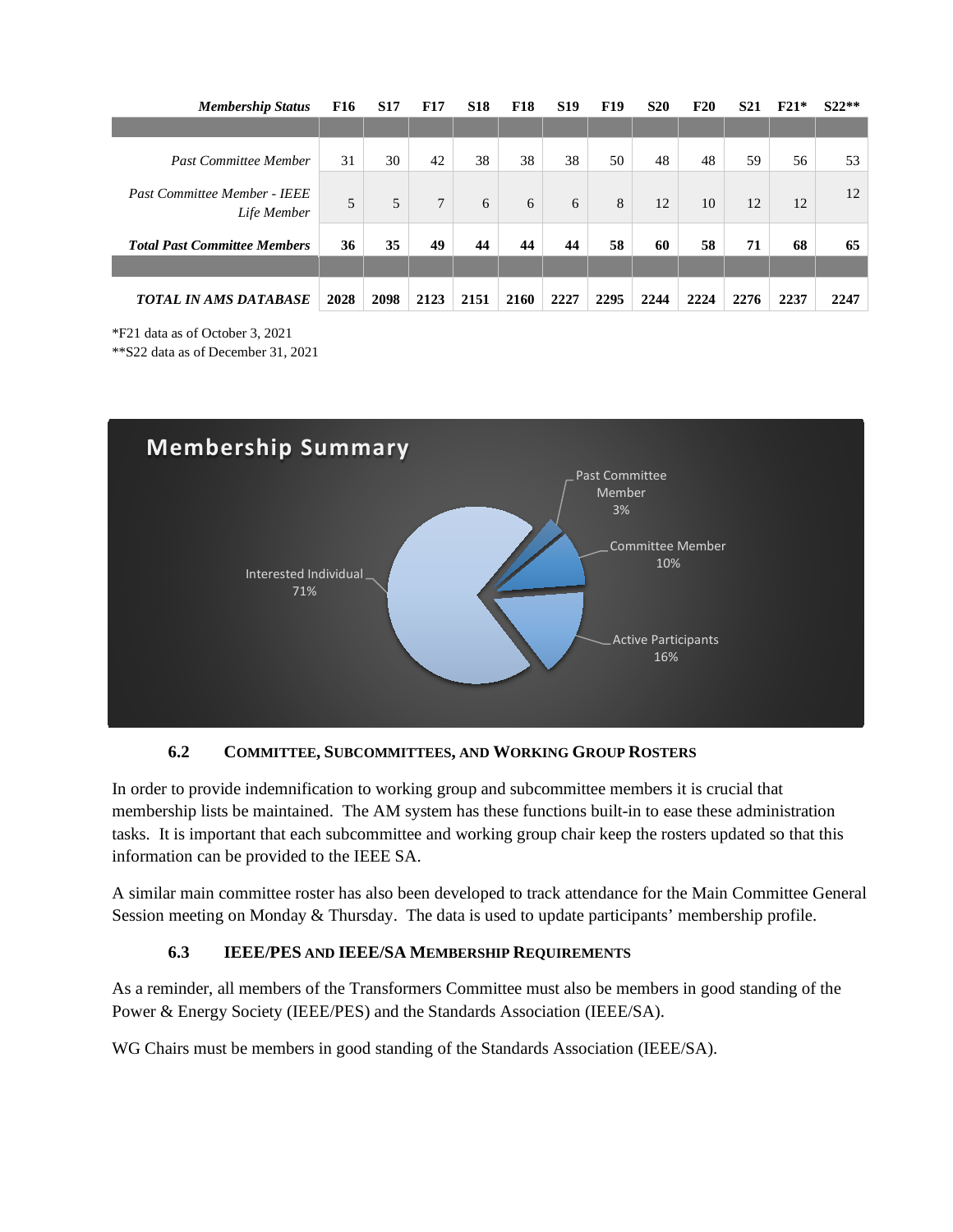| *Membership Status* | F16 | S17 | F17 | S18 | F18 | S19 | F19 | S20 | F20 | S21 | F21* | S22** |
|---|---|---|---|---|---|---|---|---|---|---|---|---|
| | | | | | | | | | | | | |
| *Past Committee Member* | 31 | 30 | 42 | 38 | 38 | 38 | 50 | 48 | 48 | 59 | 56 | 53 |
| *Past Committee Member - IEEE Life Member* | 5 | 5 | 7 | 6 | 6 | 6 | 8 | 12 | 10 | 12 | 12 | 12 |
| ***Total Past Committee Members*** | **36** | **35** | **49** | **44** | **44** | **44** | **58** | **60** | **58** | **71** | **68** | **65** |
| | | | | | | | | | | | | |
| ***TOTAL IN AMS DATABASE*** | **2028** | **2098** | **2123** | **2151** | **2160** | **2227** | **2295** | **2244** | **2224** | **2276** | **2237** | **2247** |

*F21 data as of October 3, 2021
**S22 data as of December 31, 2021

**Membership Summary**

| Category | Percentage |
|---|---|
| Interested Individual | 71% |
| Active Participants | 16% |
| Committee Member | 10% |
| Past Committee Member | 3% |

### 6.2 COMMITTEE, SUBCOMMITTEES, AND WORKING GROUP ROSTERS

In order to provide indemnification to working group and subcommittee members it is crucial that membership lists be maintained. The AM system has these functions built-in to ease these administration tasks. It is important that each subcommittee and working group chair keep the rosters updated so that this information can be provided to the IEEE SA.

A similar main committee roster has also been developed to track attendance for the Main Committee General Session meeting on Monday & Thursday. The data is used to update participants' membership profile.

### 6.3 IEEE/PES AND IEEE/SA MEMBERSHIP REQUIREMENTS

As a reminder, all members of the Transformers Committee must also be members in good standing of the Power & Energy Society (IEEE/PES) and the Standards Association (IEEE/SA).

WG Chairs must be members in good standing of the Standards Association (IEEE/SA).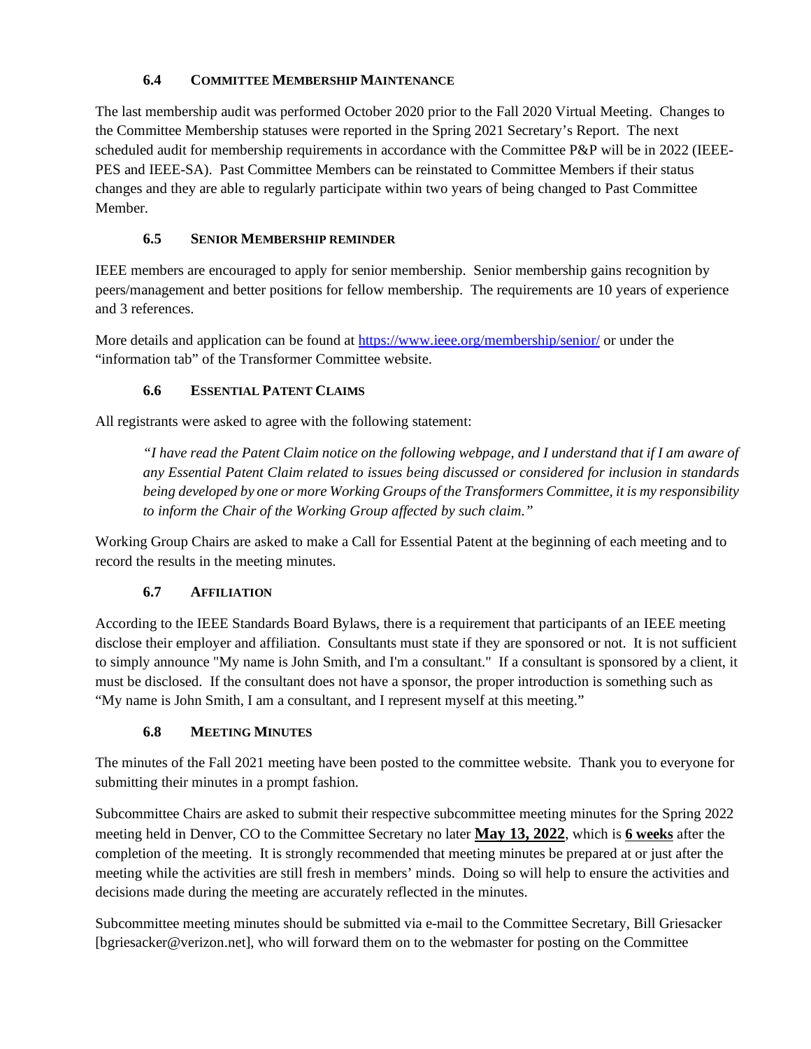### 6.4 COMMITTEE MEMBERSHIP MAINTENANCE

The last membership audit was performed October 2020 prior to the Fall 2020 Virtual Meeting. Changes to the Committee Membership statuses were reported in the Spring 2021 Secretary's Report. The next scheduled audit for membership requirements in accordance with the Committee P&P will be in 2022 (IEEE-PES and IEEE-SA). Past Committee Members can be reinstated to Committee Members if their status changes and they are able to regularly participate within two years of being changed to Past Committee Member.

### 6.5 SENIOR MEMBERSHIP REMINDER

IEEE members are encouraged to apply for senior membership. Senior membership gains recognition by peers/management and better positions for fellow membership. The requirements are 10 years of experience and 3 references.

More details and application can be found at https://www.ieee.org/membership/senior/ or under the "information tab" of the Transformer Committee website.

### 6.6 ESSENTIAL PATENT CLAIMS

All registrants were asked to agree with the following statement:

> *"I have read the Patent Claim notice on the following webpage, and I understand that if I am aware of any Essential Patent Claim related to issues being discussed or considered for inclusion in standards being developed by one or more Working Groups of the Transformers Committee, it is my responsibility to inform the Chair of the Working Group affected by such claim."*

Working Group Chairs are asked to make a Call for Essential Patent at the beginning of each meeting and to record the results in the meeting minutes.

### 6.7 AFFILIATION

According to the IEEE Standards Board Bylaws, there is a requirement that participants of an IEEE meeting disclose their employer and affiliation. Consultants must state if they are sponsored or not. It is not sufficient to simply announce "My name is John Smith, and I'm a consultant." If a consultant is sponsored by a client, it must be disclosed. If the consultant does not have a sponsor, the proper introduction is something such as "My name is John Smith, I am a consultant, and I represent myself at this meeting."

### 6.8 MEETING MINUTES

The minutes of the Fall 2021 meeting have been posted to the committee website. Thank you to everyone for submitting their minutes in a prompt fashion.

Subcommittee Chairs are asked to submit their respective subcommittee meeting minutes for the Spring 2022 meeting held in Denver, CO to the Committee Secretary no later **May 13, 2022**, which is **6 weeks** after the completion of the meeting. It is strongly recommended that meeting minutes be prepared at or just after the meeting while the activities are still fresh in members' minds. Doing so will help to ensure the activities and decisions made during the meeting are accurately reflected in the minutes.

Subcommittee meeting minutes should be submitted via e-mail to the Committee Secretary, Bill Griesacker [bgriesacker@verizon.net], who will forward them on to the webmaster for posting on the Committee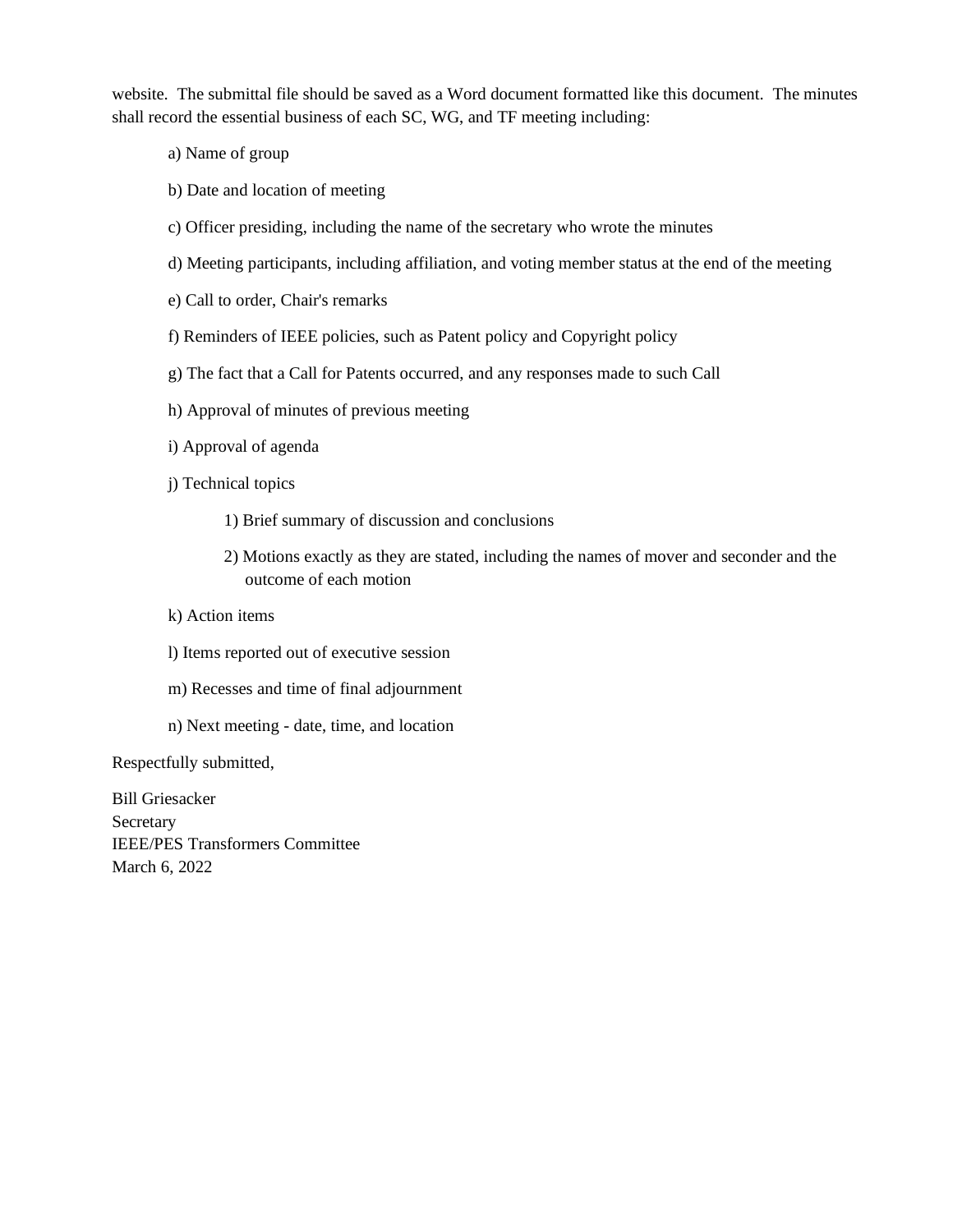website. The submittal file should be saved as a Word document formatted like this document. The minutes shall record the essential business of each SC, WG, and TF meeting including:

a) Name of group

b) Date and location of meeting

c) Officer presiding, including the name of the secretary who wrote the minutes

d) Meeting participants, including affiliation, and voting member status at the end of the meeting

e) Call to order, Chair's remarks

f) Reminders of IEEE policies, such as Patent policy and Copyright policy

g) The fact that a Call for Patents occurred, and any responses made to such Call

h) Approval of minutes of previous meeting

i) Approval of agenda

j) Technical topics

1) Brief summary of discussion and conclusions

2) Motions exactly as they are stated, including the names of mover and seconder and the outcome of each motion

k) Action items

l) Items reported out of executive session

m) Recesses and time of final adjournment

n) Next meeting - date, time, and location

Respectfully submitted,

Bill Griesacker  
Secretary  
IEEE/PES Transformers Committee  
March 6, 2022